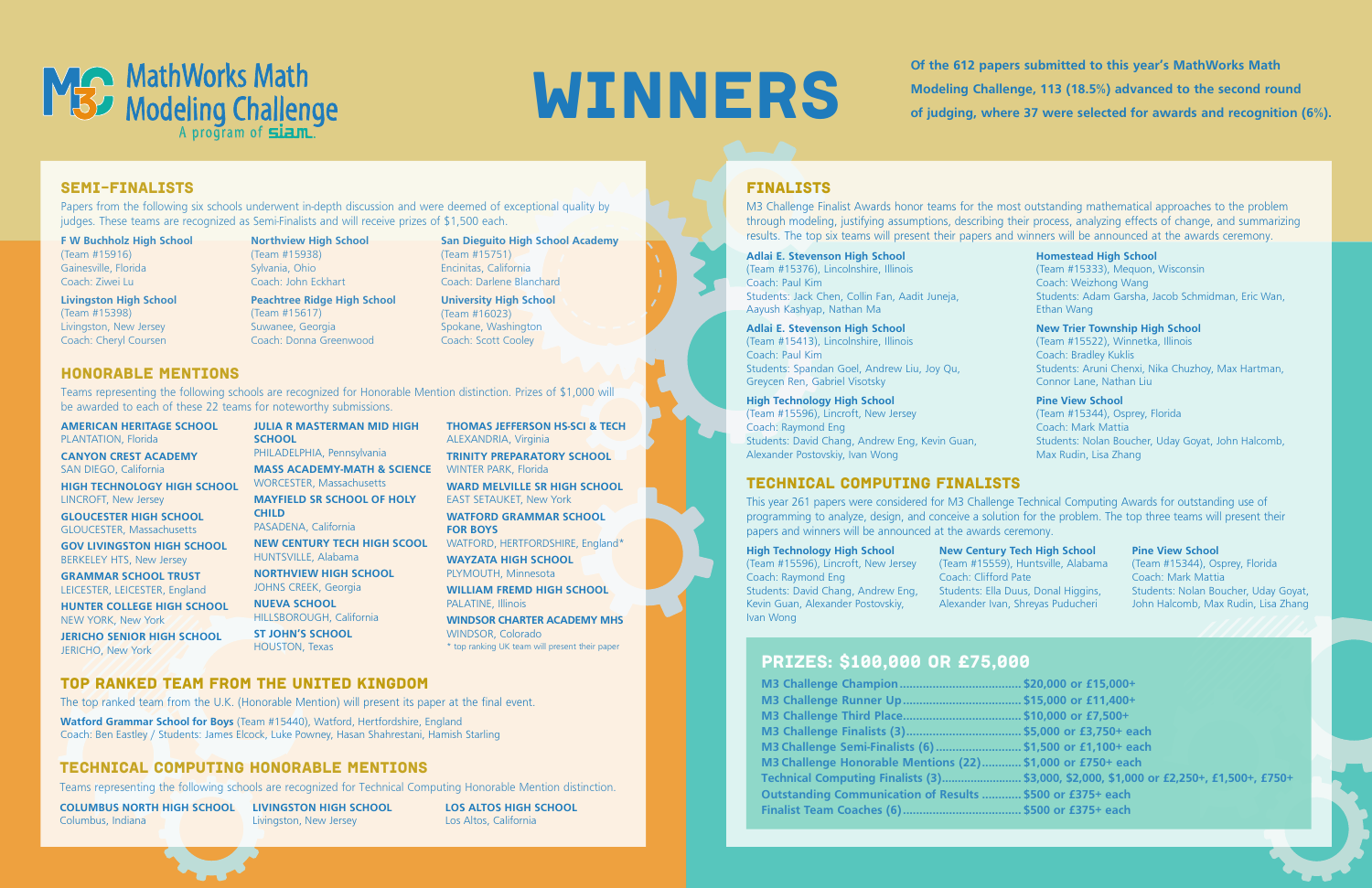# MathWorks Math Modeling Challenge

A program of siam.

# WINNERS

**Of the 612 papers submitted to this year's MathWorks Math Modeling Challenge, 113 (18.5%) advanced to the second round of judging, where 37 were selected for awards and recognition (6%).**

## SEMI-FINALISTS

Papers from the following six schools underwent in-depth discussion and were deemed of exceptional quality by judges. These teams are recognized as Semi-Finalists and will receive prizes of $1,500 each.

**F W Buchholz High School**
(Team #15916)
Gainesville, Florida
Coach: Ziwei Lu

**Livingston High School**
(Team #15398)
Livingston, New Jersey
Coach: Cheryl Coursen

**Northview High School**
(Team #15938)
Sylvania, Ohio
Coach: John Eckhart

**Peachtree Ridge High School**
(Team #15617)
Suwanee, Georgia
Coach: Donna Greenwood

**San Dieguito High School Academy**
(Team #15751)
Encinitas, California
Coach: Darlene Blanchard

**University High School**
(Team #16023)
Spokane, Washington
Coach: Scott Cooley

## HONORABLE MENTIONS

Teams representing the following schools are recognized for Honorable Mention distinction. Prizes of $1,000 will be awarded to each of these 22 teams for noteworthy submissions.

**AMERICAN HERITAGE SCHOOL**
PLANTATION, Florida

**CANYON CREST ACADEMY**
SAN DIEGO, California

**HIGH TECHNOLOGY HIGH SCHOOL**
LINCROFT, New Jersey

**GLOUCESTER HIGH SCHOOL**
GLOUCESTER, Massachusetts

**GOV LIVINGSTON HIGH SCHOOL**
BERKELEY HTS, New Jersey

**GRAMMAR SCHOOL TRUST**
LEICESTER, LEICESTER, England

**HUNTER COLLEGE HIGH SCHOOL**
NEW YORK, New York

**JERICHO SENIOR HIGH SCHOOL**
JERICHO, New York

**JULIA R MASTERMAN MID HIGH SCHOOL**
PHILADELPHIA, Pennsylvania

**MASS ACADEMY-MATH & SCIENCE**
WORCESTER, Massachusetts

**MAYFIELD SR SCHOOL OF HOLY CHILD**
PASADENA, California

**NEW CENTURY TECH HIGH SCOOL**
HUNTSVILLE, Alabama

**NORTHVIEW HIGH SCHOOL**
JOHNS CREEK, Georgia

**NUEVA SCHOOL**
HILLSBOROUGH, California

**ST JOHN'S SCHOOL**
HOUSTON, Texas

**THOMAS JEFFERSON HS-SCI & TECH**
ALEXANDRIA, Virginia

**TRINITY PREPARATORY SCHOOL**
WINTER PARK, Florida

**WARD MELVILLE SR HIGH SCHOOL**
EAST SETAUKET, New York

**WATFORD GRAMMAR SCHOOL FOR BOYS**
WATFORD, HERTFORDSHIRE, England*

**WAYZATA HIGH SCHOOL**
PLYMOUTH, Minnesota

**WILLIAM FREMD HIGH SCHOOL**
PALATINE, Illinois

**WINDSOR CHARTER ACADEMY MHS**
WINDSOR, Colorado

* top ranking UK team will present their paper

## TOP RANKED TEAM FROM THE UNITED KINGDOM

The top ranked team from the U.K. (Honorable Mention) will present its paper at the final event.

**Watford Grammar School for Boys** (Team #15440), Watford, Hertfordshire, England
Coach: Ben Eastley / Students: James Elcock, Luke Powney, Hasan Shahrestani, Hamish Starling

## TECHNICAL COMPUTING HONORABLE MENTIONS

Teams representing the following schools are recognized for Technical Computing Honorable Mention distinction.

**COLUMBUS NORTH HIGH SCHOOL**
Columbus, Indiana

**LIVINGSTON HIGH SCHOOL**
Livingston, New Jersey

**LOS ALTOS HIGH SCHOOL**
Los Altos, California

## FINALISTS

M3 Challenge Finalist Awards honor teams for the most outstanding mathematical approaches to the problem through modeling, justifying assumptions, describing their process, analyzing effects of change, and summarizing results. The top six teams will present their papers and winners will be announced at the awards ceremony.

**Adlai E. Stevenson High School**
(Team #15376), Lincolnshire, Illinois
Coach: Paul Kim
Students: Jack Chen, Collin Fan, Aadit Juneja, Aayush Kashyap, Nathan Ma

**Adlai E. Stevenson High School**
(Team #15413), Lincolnshire, Illinois
Coach: Paul Kim
Students: Spandan Goel, Andrew Liu, Joy Qu, Greycen Ren, Gabriel Visotsky

**High Technology High School**
(Team #15596), Lincroft, New Jersey
Coach: Raymond Eng
Students: David Chang, Andrew Eng, Kevin Guan, Alexander Postovskiy, Ivan Wong

**Homestead High School**
(Team #15333), Mequon, Wisconsin
Coach: Weizhong Wang
Students: Adam Garsha, Jacob Schmidman, Eric Wan, Ethan Wang

**New Trier Township High School**
(Team #15522), Winnetka, Illinois
Coach: Bradley Kuklis
Students: Aruni Chenxi, Nika Chuzhoy, Max Hartman, Connor Lane, Nathan Liu

**Pine View School**
(Team #15344), Osprey, Florida
Coach: Mark Mattia
Students: Nolan Boucher, Uday Goyat, John Halcomb, Max Rudin, Lisa Zhang

## TECHNICAL COMPUTING FINALISTS

This year 261 papers were considered for M3 Challenge Technical Computing Awards for outstanding use of programming to analyze, design, and conceive a solution for the problem. The top three teams will present their papers and winners will be announced at the awards ceremony.

**High Technology High School**
(Team #15596), Lincroft, New Jersey
Coach: Raymond Eng
Students: David Chang, Andrew Eng, Kevin Guan, Alexander Postovskiy, Ivan Wong

**New Century Tech High School**
(Team #15559), Huntsville, Alabama
Coach: Clifford Pate
Students: Ella Duus, Donal Higgins, Alexander Ivan, Shreyas Puducheri

**Pine View School**
(Team #15344), Osprey, Florida
Coach: Mark Mattia
Students: Nolan Boucher, Uday Goyat, John Halcomb, Max Rudin, Lisa Zhang

## PRIZES: $100,000 OR £75,000

| Award | Prize |
|---|---|
| **M3 Challenge Champion** | **$20,000 or £15,000+** |
| **M3 Challenge Runner Up** | **$15,000 or £11,400+** |
| **M3 Challenge Third Place** | **$10,000 or £7,500+** |
| **M3 Challenge Finalists (3)** | **$5,000 or £3,750+ each** |
| **M3 Challenge Semi-Finalists (6)** | **$1,500 or £1,100+ each** |
| **M3 Challenge Honorable Mentions (22)** | **$1,000 or £750+ each** |
| **Technical Computing Finalists (3)** | **$3,000, $2,000, $1,000 or £2,250+, £1,500+, £750+** |
| **Outstanding Communication of Results** | **$500 or £375+ each** |
| **Finalist Team Coaches (6)** | **$500 or £375+ each** |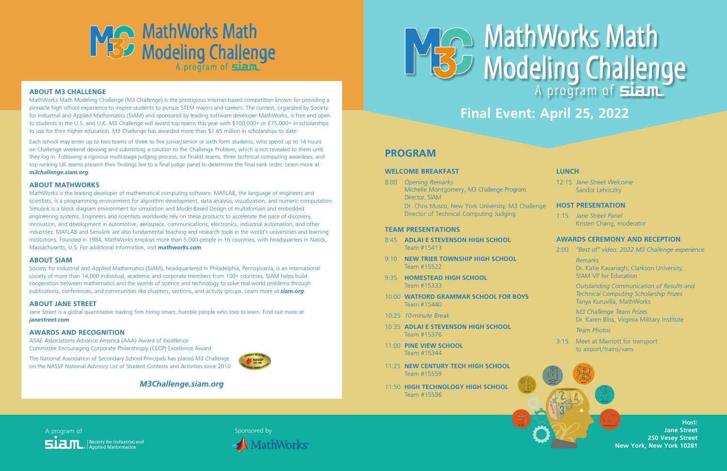# MathWorks Math Modeling Challenge

A program of SIAM

## ABOUT M3 CHALLENGE

MathWorks Math Modeling Challenge (M3 Challenge) is the prestigious Internet-based competition known for providing a pinnacle high school experience to inspire students to pursue STEM majors and careers. The contest, organized by Society for Industrial and Applied Mathematics (SIAM) and sponsored by leading software developer MathWorks, is free and open to students in the U.S. and U.K. M3 Challenge will award top teams this year with $100,000+ or £75,000+ in scholarships to use for their higher education. M3 Challenge has awarded more than $1.65 million in scholarships to date.

Each school may enter up to two teams of three to five junior/senior or sixth form students, who spend up to 14 hours on Challenge weekend devising and submitting a solution to the Challenge Problem, which is not revealed to them until they log in. Following a rigorous multi-stage judging process, six finalist teams, three technical computing awardees, and top ranking UK teams present their findings live to a final judge panel to determine the final rank order. Learn more at ***m3challenge.siam.org***.

## ABOUT MATHWORKS

MathWorks is the leading developer of mathematical computing software. MATLAB, the language of engineers and scientists, is a programming environment for algorithm development, data analysis, visualization, and numeric computation. Simulink is a block diagram environment for simulation and Model-Based Design of multidomain and embedded engineering systems. Engineers and scientists worldwide rely on these products to accelerate the pace of discovery, innovation, and development in automotive, aerospace, communications, electronics, industrial automation, and other industries. MATLAB and Simulink are also fundamental teaching and research tools in the world's universities and learning institutions. Founded in 1984, MathWorks employs more than 5,000 people in 16 countries, with headquarters in Natick, Massachusetts, U.S. For additional information, visit ***mathworks.com***.

## ABOUT SIAM

Society for Industrial and Applied Mathematics (SIAM), headquartered in Philadelphia, Pennsylvania, is an international society of more than 14,000 individual, academic and corporate members from 100+ countries. SIAM helps build cooperation between mathematics and the worlds of science and technology to solve real-world problems through publications, conferences, and communities like chapters, sections, and activity groups. Learn more at ***siam.org***.

## ABOUT JANE STREET

Jane Street is a global quantitative trading firm hiring smart, humble people who love to learn. Find out more at *janestreet.com*.

## AWARDS AND RECOGNITION

ASAE Associations Advance America (AAA) Award of Excellence

Committee Encouraging Corporate Philanthropy (CECP) Excellence Award

The National Association of Secondary School Principals has placed M3 Challenge on the NASSP National Advisory List of Student Contests and Activities since 2010

***M3Challenge.siam.org***

A program of SIAM | Society for Industrial and Applied Mathematics

Sponsored by MathWorks

# MathWorks Math Modeling Challenge

A program of SIAM

## Final Event: April 25, 2022

## PROGRAM

### WELCOME BREAKFAST

8:00 *Opening Remarks*
Michelle Montgomery, M3 Challenge Program Director, SIAM
Dr. Chris Musco, New York University, M3 Challenge Director of Technical Computing Judging

### TEAM PRESENTATIONS

8:45 **ADLAI E STEVENSON HIGH SCHOOL**
Team #15413

9:10 **NEW TRIER TOWNSHIP HIGH SCHOOL**
Team #15522

9:35 **HOMESTEAD HIGH SCHOOL**
Team #15333

10:00 **WATFORD GRAMMAR SCHOOL FOR BOYS**
Team #15440

10:25 *10-minute Break*

10:35 **ADLAI E STEVENSON HIGH SCHOOL**
Team #15376

11:00 **PINE VIEW SCHOOL**
Team #15344

11:25 **NEW CENTURY TECH HIGH SCHOOL**
Team #15559

11:50 **HIGH TECHNOLOGY HIGH SCHOOL**
Team #15596

### LUNCH

12:15 *Jane Street Welcome*
Sandor Lehoczky

### HOST PRESENTATION

1:15 *Jane Street Panel*
Kristen Chang, moderator

### AWARDS CEREMONY AND RECEPTION

2:00 *"Best of" video: 2022 M3 Challenge experience*

*Remarks*
Dr. Katie Kavanagh, Clarkson University, SIAM VP for Education

*Outstanding Communication of Results and Technical Computing Scholarship Prizes*
Tanya Kuruvilla, MathWorks

*M3 Challenge Team Prizes*
Dr. Karen Bliss, Virginia Military Institute

*Team Photos*

3:15 Meet at Marriott for transport to airport/trains/vans

**Host:**
**Jane Street**
**250 Vesey Street**
**New York, New York 10281**